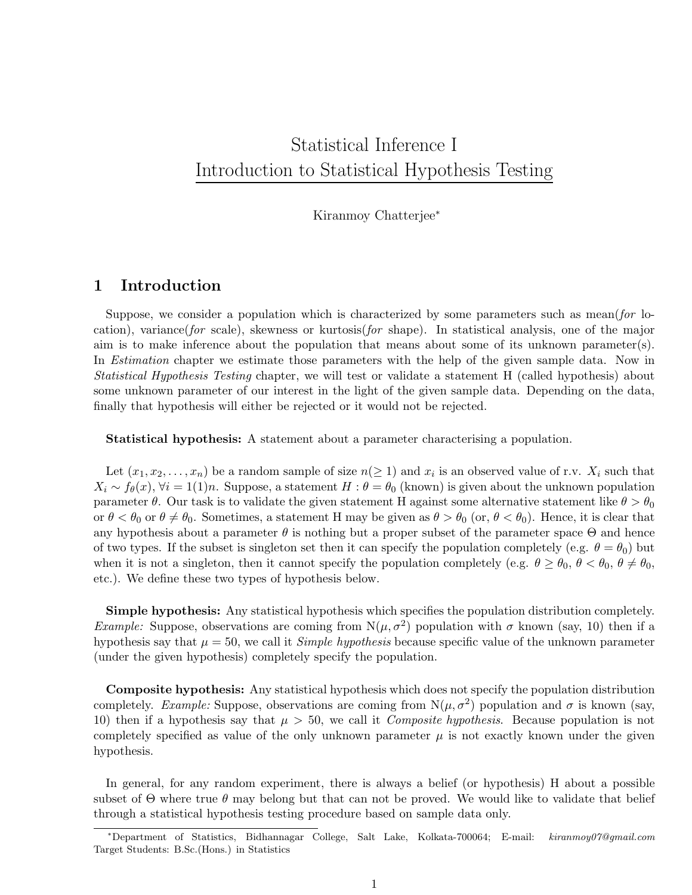# Statistical Inference I
## Introduction to Statistical Hypothesis Testing

Kiranmoy Chatterjee[*]

## 1 Introduction

Suppose, we consider a population which is characterized by some parameters such as mean(*for* location), variance(*for* scale), skewness or kurtosis(*for* shape). In statistical analysis, one of the major aim is to make inference about the population that means about some of its unknown parameter(s). In *Estimation* chapter we estimate those parameters with the help of the given sample data. Now in *Statistical Hypothesis Testing* chapter, we will test or validate a statement H (called hypothesis) about some unknown parameter of our interest in the light of the given sample data. Depending on the data, finally that hypothesis will either be rejected or it would not be rejected.

**Statistical hypothesis:** A statement about a parameter characterising a population.

Let $(x_1, x_2, \dots, x_n)$ be a random sample of size $n(\geq 1)$ and $x_i$ is an observed value of r.v. $X_i$ such that $X_i \sim f_\theta(x), \forall i = 1(1)n$. Suppose, a statement $H : \theta = \theta_0$ (known) is given about the unknown population parameter $\theta$. Our task is to validate the given statement H against some alternative statement like $\theta > \theta_0$ or $\theta < \theta_0$ or $\theta \neq \theta_0$. Sometimes, a statement H may be given as $\theta > \theta_0$ (or, $\theta < \theta_0$). Hence, it is clear that any hypothesis about a parameter $\theta$ is nothing but a proper subset of the parameter space $\Theta$ and hence of two types. If the subset is singleton set then it can specify the population completely (e.g. $\theta = \theta_0$) but when it is not a singleton, then it cannot specify the population completely (e.g. $\theta \geq \theta_0$, $\theta < \theta_0$, $\theta \neq \theta_0$, etc.). We define these two types of hypothesis below.

**Simple hypothesis:** Any statistical hypothesis which specifies the population distribution completely. *Example:* Suppose, observations are coming from $\text{N}(\mu, \sigma^2)$ population with $\sigma$ known (say, 10) then if a hypothesis say that $\mu = 50$, we call it *Simple hypothesis* because specific value of the unknown parameter (under the given hypothesis) completely specify the population.

**Composite hypothesis:** Any statistical hypothesis which does not specify the population distribution completely. *Example:* Suppose, observations are coming from $\text{N}(\mu, \sigma^2)$ population and $\sigma$ is known (say, 10) then if a hypothesis say that $\mu > 50$, we call it *Composite hypothesis*. Because population is not completely specified as value of the only unknown parameter $\mu$ is not exactly known under the given hypothesis.

In general, for any random experiment, there is always a belief (or hypothesis) H about a possible subset of $\Theta$ where true $\theta$ may belong but that can not be proved. We would like to validate that belief through a statistical hypothesis testing procedure based on sample data only.

---

[*] Department of Statistics, Bidhannagar College, Salt Lake, Kolkata-700064; E-mail: *kiranmoy07@gmail.com*
Target Students: B.Sc.(Hons.) in Statistics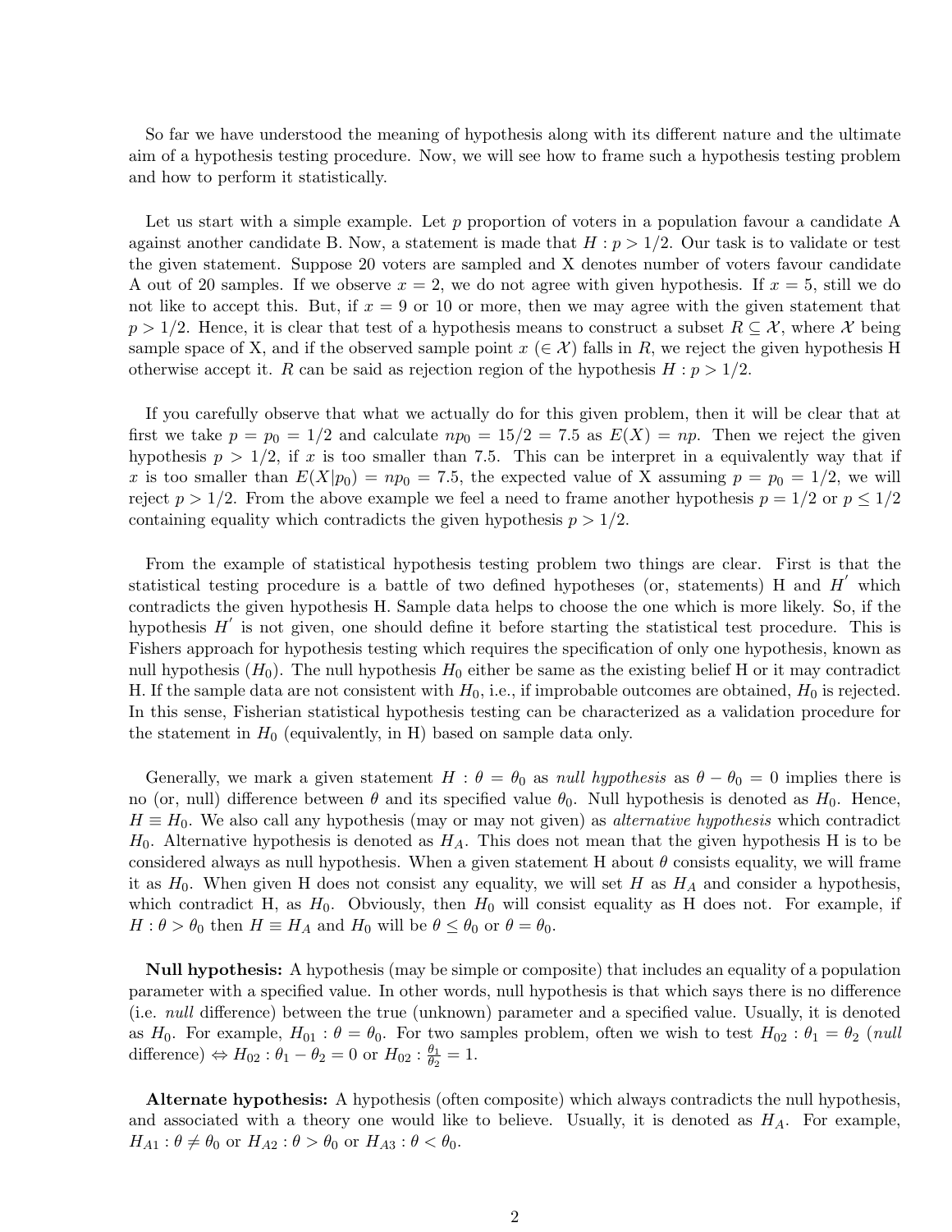So far we have understood the meaning of hypothesis along with its different nature and the ultimate aim of a hypothesis testing procedure. Now, we will see how to frame such a hypothesis testing problem and how to perform it statistically.

Let us start with a simple example. Let $p$ proportion of voters in a population favour a candidate A against another candidate B. Now, a statement is made that $H : p > 1/2$. Our task is to validate or test the given statement. Suppose 20 voters are sampled and X denotes number of voters favour candidate A out of 20 samples. If we observe $x = 2$, we do not agree with given hypothesis. If $x = 5$, still we do not like to accept this. But, if $x = 9$ or 10 or more, then we may agree with the given statement that $p > 1/2$. Hence, it is clear that test of a hypothesis means to construct a subset $R \subseteq \mathcal{X}$, where $\mathcal{X}$ being sample space of X, and if the observed sample point $x\ (\in \mathcal{X})$ falls in $R$, we reject the given hypothesis H otherwise accept it. $R$ can be said as rejection region of the hypothesis $H : p > 1/2$.

If you carefully observe that what we actually do for this given problem, then it will be clear that at first we take $p = p_0 = 1/2$ and calculate $np_0 = 15/2 = 7.5$ as $E(X) = np$. Then we reject the given hypothesis $p > 1/2$, if $x$ is too smaller than 7.5. This can be interpret in a equivalently way that if $x$ is too smaller than $E(X|p_0) = np_0 = 7.5$, the expected value of X assuming $p = p_0 = 1/2$, we will reject $p > 1/2$. From the above example we feel a need to frame another hypothesis $p = 1/2$ or $p \leq 1/2$ containing equality which contradicts the given hypothesis $p > 1/2$.

From the example of statistical hypothesis testing problem two things are clear. First is that the statistical testing procedure is a battle of two defined hypotheses (or, statements) H and $H'$ which contradicts the given hypothesis H. Sample data helps to choose the one which is more likely. So, if the hypothesis $H'$ is not given, one should define it before starting the statistical test procedure. This is Fishers approach for hypothesis testing which requires the specification of only one hypothesis, known as null hypothesis ($H_0$). The null hypothesis $H_0$ either be same as the existing belief H or it may contradict H. If the sample data are not consistent with $H_0$, i.e., if improbable outcomes are obtained, $H_0$ is rejected. In this sense, Fisherian statistical hypothesis testing can be characterized as a validation procedure for the statement in $H_0$ (equivalently, in H) based on sample data only.

Generally, we mark a given statement $H : \theta = \theta_0$ as *null hypothesis* as $\theta - \theta_0 = 0$ implies there is no (or, null) difference between $\theta$ and its specified value $\theta_0$. Null hypothesis is denoted as $H_0$. Hence, $H \equiv H_0$. We also call any hypothesis (may or may not given) as *alternative hypothesis* which contradict $H_0$. Alternative hypothesis is denoted as $H_A$. This does not mean that the given hypothesis H is to be considered always as null hypothesis. When a given statement H about $\theta$ consists equality, we will frame it as $H_0$. When given H does not consist any equality, we will set $H$ as $H_A$ and consider a hypothesis, which contradict H, as $H_0$. Obviously, then $H_0$ will consist equality as H does not. For example, if $H : \theta > \theta_0$ then $H \equiv H_A$ and $H_0$ will be $\theta \leq \theta_0$ or $\theta = \theta_0$.

**Null hypothesis:** A hypothesis (may be simple or composite) that includes an equality of a population parameter with a specified value. In other words, null hypothesis is that which says there is no difference (i.e. *null* difference) between the true (unknown) parameter and a specified value. Usually, it is denoted as $H_0$. For example, $H_{01} : \theta = \theta_0$. For two samples problem, often we wish to test $H_{02} : \theta_1 = \theta_2$ (*null* difference) $\Leftrightarrow H_{02} : \theta_1 - \theta_2 = 0$ or $H_{02} : \frac{\theta_1}{\theta_2} = 1$.

**Alternate hypothesis:** A hypothesis (often composite) which always contradicts the null hypothesis, and associated with a theory one would like to believe. Usually, it is denoted as $H_A$. For example, $H_{A1} : \theta \neq \theta_0$ or $H_{A2} : \theta > \theta_0$ or $H_{A3} : \theta < \theta_0$.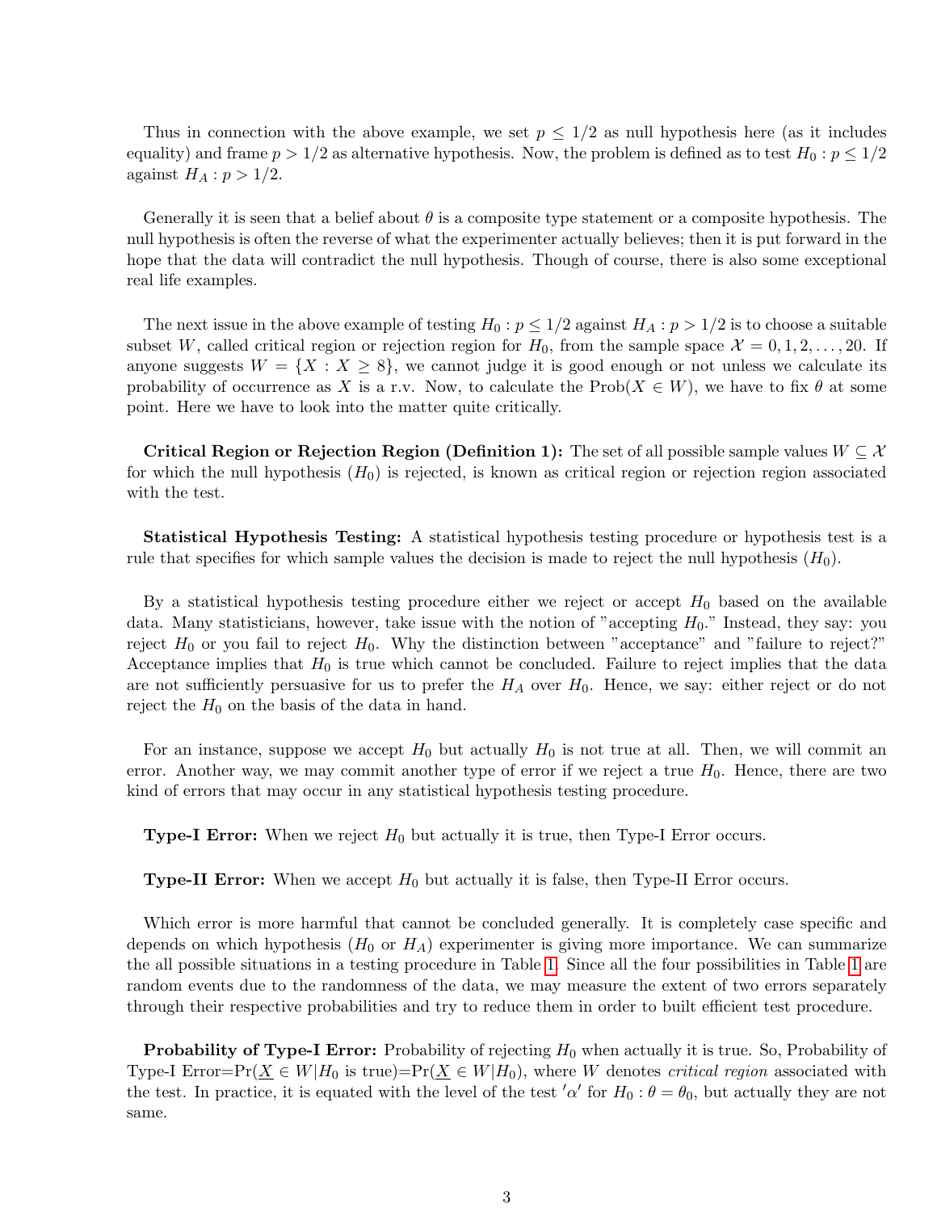Thus in connection with the above example, we set $p \leq 1/2$ as null hypothesis here (as it includes equality) and frame $p > 1/2$ as alternative hypothesis. Now, the problem is defined as to test $H_0 : p \leq 1/2$ against $H_A : p > 1/2$.

Generally it is seen that a belief about $\theta$ is a composite type statement or a composite hypothesis. The null hypothesis is often the reverse of what the experimenter actually believes; then it is put forward in the hope that the data will contradict the null hypothesis. Though of course, there is also some exceptional real life examples.

The next issue in the above example of testing $H_0 : p \leq 1/2$ against $H_A : p > 1/2$ is to choose a suitable subset $W$, called critical region or rejection region for $H_0$, from the sample space $\mathcal{X} = 0, 1, 2, \ldots, 20$. If anyone suggests $W = \{X : X \geq 8\}$, we cannot judge it is good enough or not unless we calculate its probability of occurrence as $X$ is a r.v. Now, to calculate the Prob($X \in W$), we have to fix $\theta$ at some point. Here we have to look into the matter quite critically.

**Critical Region or Rejection Region (Definition 1):** The set of all possible sample values $W \subseteq \mathcal{X}$ for which the null hypothesis ($H_0$) is rejected, is known as critical region or rejection region associated with the test.

**Statistical Hypothesis Testing:** A statistical hypothesis testing procedure or hypothesis test is a rule that specifies for which sample values the decision is made to reject the null hypothesis ($H_0$).

By a statistical hypothesis testing procedure either we reject or accept $H_0$ based on the available data. Many statisticians, however, take issue with the notion of "accepting $H_0$." Instead, they say: you reject $H_0$ or you fail to reject $H_0$. Why the distinction between "acceptance" and "failure to reject?" Acceptance implies that $H_0$ is true which cannot be concluded. Failure to reject implies that the data are not sufficiently persuasive for us to prefer the $H_A$ over $H_0$. Hence, we say: either reject or do not reject the $H_0$ on the basis of the data in hand.

For an instance, suppose we accept $H_0$ but actually $H_0$ is not true at all. Then, we will commit an error. Another way, we may commit another type of error if we reject a true $H_0$. Hence, there are two kind of errors that may occur in any statistical hypothesis testing procedure.

**Type-I Error:** When we reject $H_0$ but actually it is true, then Type-I Error occurs.

**Type-II Error:** When we accept $H_0$ but actually it is false, then Type-II Error occurs.

Which error is more harmful that cannot be concluded generally. It is completely case specific and depends on which hypothesis ($H_0$ or $H_A$) experimenter is giving more importance. We can summarize the all possible situations in a testing procedure in Table 1. Since all the four possibilities in Table 1 are random events due to the randomness of the data, we may measure the extent of two errors separately through their respective probabilities and try to reduce them in order to built efficient test procedure.

**Probability of Type-I Error:** Probability of rejecting $H_0$ when actually it is true. So, Probability of Type-I Error=$\Pr(\underline{X} \in W | H_0 \text{ is true}) = \Pr(\underline{X} \in W | H_0)$, where $W$ denotes *critical region* associated with the test. In practice, it is equated with the level of the test $'\alpha'$ for $H_0 : \theta = \theta_0$, but actually they are not same.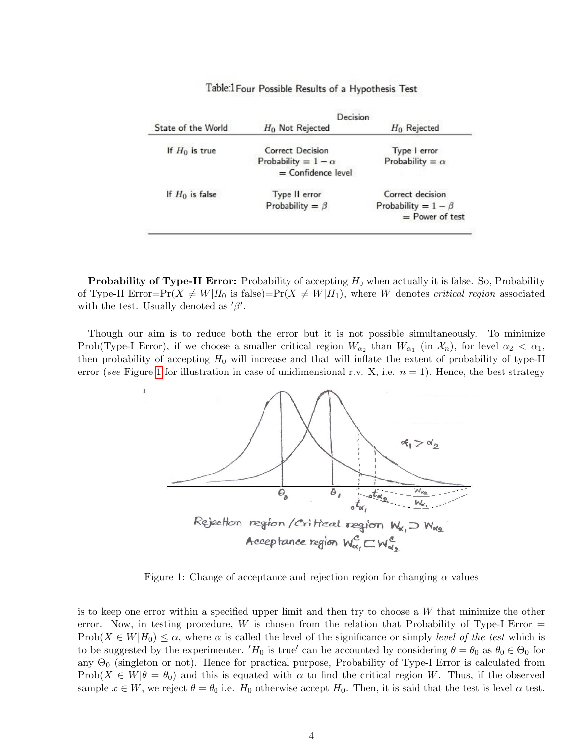Table:1 Four Possible Results of a Hypothesis Test

| State of the World | Decision: $H_0$ Not Rejected | Decision: $H_0$ Rejected |
|---|---|---|
| If $H_0$ is true | Correct Decision<br>Probability $= 1 - \alpha$<br>= Confidence level | Type I error<br>Probability $= \alpha$ |
| If $H_0$ is false | Type II error<br>Probability $= \beta$ | Correct decision<br>Probability $= 1 - \beta$<br>= Power of test |

**Probability of Type-II Error:** Probability of accepting $H_0$ when actually it is false. So, Probability of Type-II Error=Pr($\underline{X} \neq W | H_0$ is false)=Pr($\underline{X} \neq W | H_1$), where $W$ denotes *critical region* associated with the test. Usually denoted as $'\beta'$.

Though our aim is to reduce both the error but it is not possible simultaneously. To minimize Prob(Type-I Error), if we choose a smaller critical region $W_{\alpha_2}$ than $W_{\alpha_1}$ (in $\mathcal{X}_n$), for level $\alpha_2 < \alpha_1$, then probability of accepting $H_0$ will increase and that will inflate the extent of probability of type-II error (*see* Figure 1 for illustration in case of unidimensional r.v. X, i.e. $n = 1$). Hence, the best strategy

Figure 1: Change of acceptance and rejection region for changing $\alpha$ values

is to keep one error within a specified upper limit and then try to choose a $W$ that minimize the other error. Now, in testing procedure, $W$ is chosen from the relation that Probability of Type-I Error = Prob($X \in W | H_0$) $\leq \alpha$, where $\alpha$ is called the level of the significance or simply *level of the test* which is to be suggested by the experimenter. $'H_0$ is true$'$ can be accounted by considering $\theta = \theta_0$ as $\theta_0 \in \Theta_0$ for any $\Theta_0$ (singleton or not). Hence for practical purpose, Probability of Type-I Error is calculated from Prob($X \in W | \theta = \theta_0$) and this is equated with $\alpha$ to find the critical region $W$. Thus, if the observed sample $x \in W$, we reject $\theta = \theta_0$ i.e. $H_0$ otherwise accept $H_0$. Then, it is said that the test is level $\alpha$ test.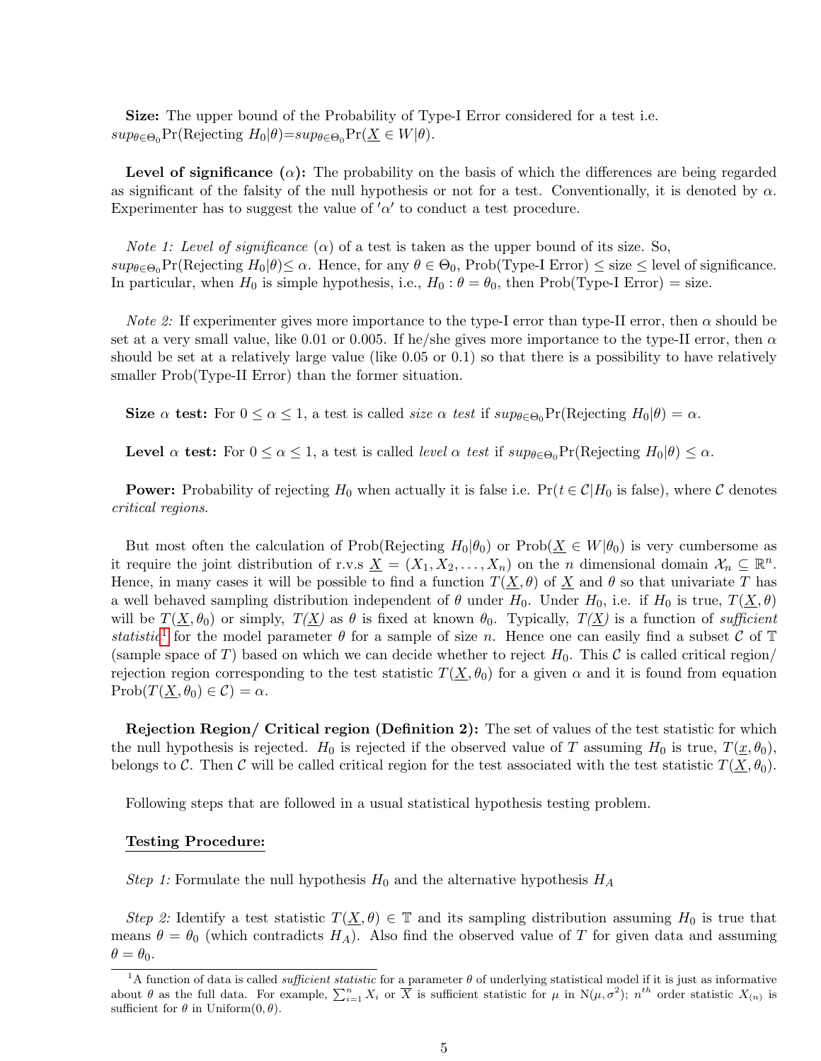**Size:** The upper bound of the Probability of Type-I Error considered for a test i.e. $sup_{\theta \in \Theta_0}\Pr(\text{Rejecting } H_0|\theta) = sup_{\theta \in \Theta_0}\Pr(\underline{X} \in W|\theta)$.

**Level of significance ($\alpha$):** The probability on the basis of which the differences are being regarded as significant of the falsity of the null hypothesis or not for a test. Conventionally, it is denoted by $\alpha$. Experimenter has to suggest the value of $'\alpha'$ to conduct a test procedure.

*Note 1: Level of significance* ($\alpha$) *of a test is taken as the upper bound of its size.* So, $sup_{\theta \in \Theta_0}\Pr(\text{Rejecting } H_0|\theta) \leq \alpha$. Hence, for any $\theta \in \Theta_0$, Prob(Type-I Error) $\leq$ size $\leq$ level of significance. In particular, when $H_0$ is simple hypothesis, i.e., $H_0 : \theta = \theta_0$, then Prob(Type-I Error) = size.

*Note 2:* If experimenter gives more importance to the type-I error than type-II error, then $\alpha$ should be set at a very small value, like 0.01 or 0.005. If he/she gives more importance to the type-II error, then $\alpha$ should be set at a relatively large value (like 0.05 or 0.1) so that there is a possibility to have relatively smaller Prob(Type-II Error) than the former situation.

**Size $\alpha$ test:** For $0 \leq \alpha \leq 1$, a test is called *size $\alpha$ test* if $sup_{\theta \in \Theta_0}\Pr(\text{Rejecting } H_0|\theta) = \alpha$.

**Level $\alpha$ test:** For $0 \leq \alpha \leq 1$, a test is called *level $\alpha$ test* if $sup_{\theta \in \Theta_0}\Pr(\text{Rejecting } H_0|\theta) \leq \alpha$.

**Power:** Probability of rejecting $H_0$ when actually it is false i.e. $\Pr(t \in \mathcal{C}|H_0 \text{ is false})$, where $\mathcal{C}$ denotes *critical regions*.

But most often the calculation of Prob(Rejecting $H_0|\theta_0$) or Prob($\underline{X} \in W|\theta_0$) is very cumbersome as it require the joint distribution of r.v.s $\underline{X} = (X_1, X_2, \ldots, X_n)$ on the $n$ dimensional domain $\mathcal{X}_n \subseteq \mathbb{R}^n$. Hence, in many cases it will be possible to find a function $T(\underline{X}, \theta)$ of $\underline{X}$ and $\theta$ so that univariate $T$ has a well behaved sampling distribution independent of $\theta$ under $H_0$. Under $H_0$, i.e. if $H_0$ is true, $T(\underline{X}, \theta)$ will be $T(\underline{X}, \theta_0)$ or simply, $T(\underline{X})$ as $\theta$ is fixed at known $\theta_0$. Typically, $T(\underline{X})$ is a function of *sufficient statistic*[1] for the model parameter $\theta$ for a sample of size $n$. Hence one can easily find a subset $\mathcal{C}$ of $\mathbb{T}$ (sample space of $T$) based on which we can decide whether to reject $H_0$. This $\mathcal{C}$ is called critical region/ rejection region corresponding to the test statistic $T(\underline{X}, \theta_0)$ for a given $\alpha$ and it is found from equation $\text{Prob}(T(\underline{X}, \theta_0) \in \mathcal{C}) = \alpha$.

**Rejection Region/ Critical region (Definition 2):** The set of values of the test statistic for which the null hypothesis is rejected. $H_0$ is rejected if the observed value of $T$ assuming $H_0$ is true, $T(\underline{x}, \theta_0)$, belongs to $\mathcal{C}$. Then $\mathcal{C}$ will be called critical region for the test associated with the test statistic $T(\underline{X}, \theta_0)$.

Following steps that are followed in a usual statistical hypothesis testing problem.

**Testing Procedure:**

*Step 1:* Formulate the null hypothesis $H_0$ and the alternative hypothesis $H_A$

*Step 2:* Identify a test statistic $T(\underline{X}, \theta) \in \mathbb{T}$ and its sampling distribution assuming $H_0$ is true that means $\theta = \theta_0$ (which contradicts $H_A$). Also find the observed value of $T$ for given data and assuming $\theta = \theta_0$.

---

[1] A function of data is called *sufficient statistic* for a parameter $\theta$ of underlying statistical model if it is just as informative about $\theta$ as the full data. For example, $\sum_{i=1}^{n} X_i$ or $\overline{X}$ is sufficient statistic for $\mu$ in $N(\mu, \sigma^2)$; $n^{th}$ order statistic $X_{(n)}$ is sufficient for $\theta$ in Uniform$(0, \theta)$.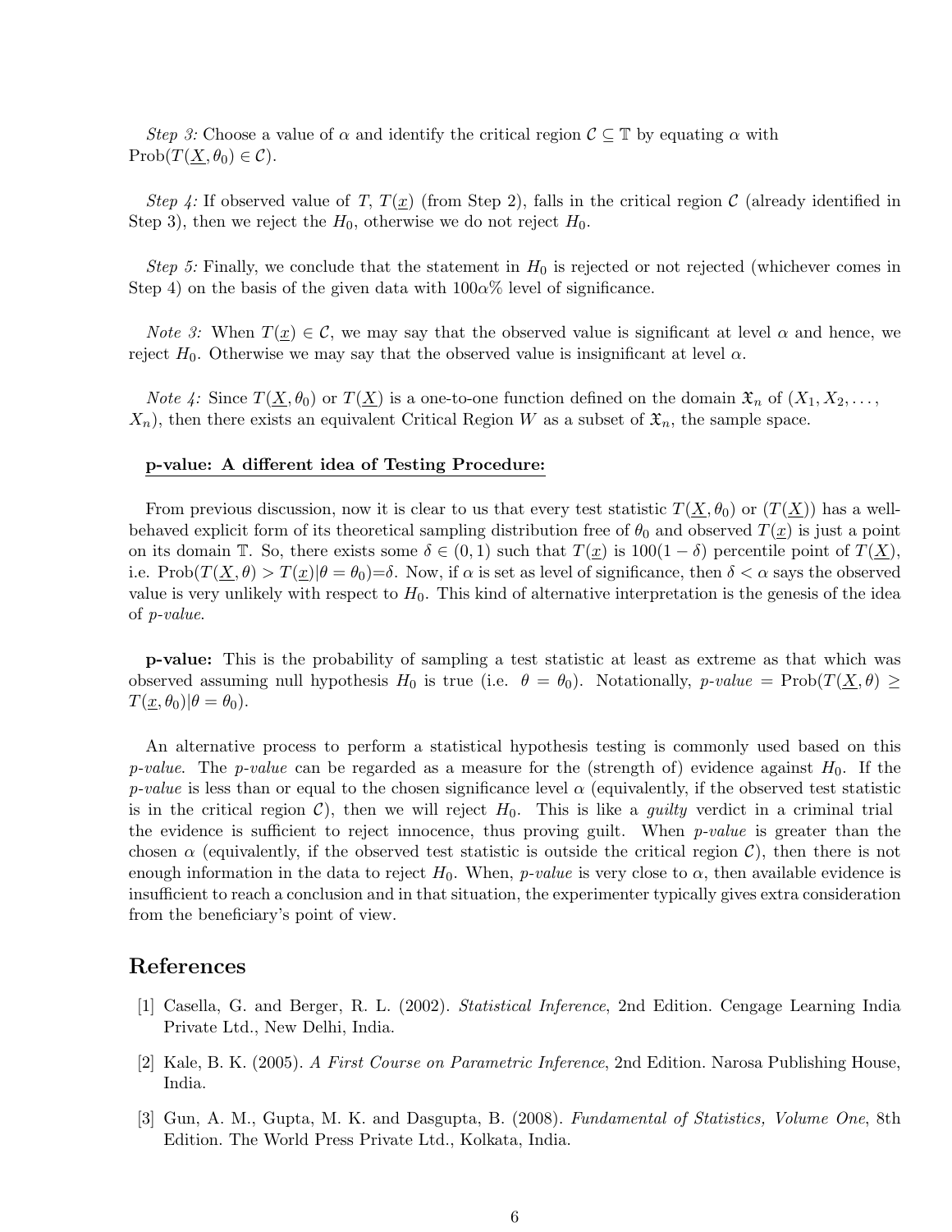*Step 3:* Choose a value of $\alpha$ and identify the critical region $\mathcal{C} \subseteq \mathbb{T}$ by equating $\alpha$ with $\text{Prob}(T(\underline{X}, \theta_0) \in \mathcal{C})$.

*Step 4:* If observed value of $T$, $T(\underline{x})$ (from Step 2), falls in the critical region $\mathcal{C}$ (already identified in Step 3), then we reject the $H_0$, otherwise we do not reject $H_0$.

*Step 5:* Finally, we conclude that the statement in $H_0$ is rejected or not rejected (whichever comes in Step 4) on the basis of the given data with $100\alpha\%$ level of significance.

*Note 3:* When $T(\underline{x}) \in \mathcal{C}$, we may say that the observed value is significant at level $\alpha$ and hence, we reject $H_0$. Otherwise we may say that the observed value is insignificant at level $\alpha$.

*Note 4:* Since $T(\underline{X}, \theta_0)$ or $T(\underline{X})$ is a one-to-one function defined on the domain $\mathfrak{X}_n$ of $(X_1, X_2, \ldots, X_n)$, then there exists an equivalent Critical Region $W$ as a subset of $\mathfrak{X}_n$, the sample space.

**p-value: A different idea of Testing Procedure:**

From previous discussion, now it is clear to us that every test statistic $T(\underline{X}, \theta_0)$ or $(T(\underline{X}))$ has a well-behaved explicit form of its theoretical sampling distribution free of $\theta_0$ and observed $T(\underline{x})$ is just a point on its domain $\mathbb{T}$. So, there exists some $\delta \in (0, 1)$ such that $T(\underline{x})$ is $100(1 - \delta)$ percentile point of $T(\underline{X})$, i.e. $\text{Prob}(T(\underline{X}, \theta) > T(\underline{x}) | \theta = \theta_0) = \delta$. Now, if $\alpha$ is set as level of significance, then $\delta < \alpha$ says the observed value is very unlikely with respect to $H_0$. This kind of alternative interpretation is the genesis of the idea of *p-value*.

**p-value:** This is the probability of sampling a test statistic at least as extreme as that which was observed assuming null hypothesis $H_0$ is true (i.e. $\theta = \theta_0$). Notationally, *p-value* $= \text{Prob}(T(\underline{X}, \theta) \geq T(\underline{x}, \theta_0) | \theta = \theta_0)$.

An alternative process to perform a statistical hypothesis testing is commonly used based on this *p-value*. The *p-value* can be regarded as a measure for the (strength of) evidence against $H_0$. If the *p-value* is less than or equal to the chosen significance level $\alpha$ (equivalently, if the observed test statistic is in the critical region $\mathcal{C}$), then we will reject $H_0$. This is like a *guilty* verdict in a criminal trial the evidence is sufficient to reject innocence, thus proving guilt. When *p-value* is greater than the chosen $\alpha$ (equivalently, if the observed test statistic is outside the critical region $\mathcal{C}$), then there is not enough information in the data to reject $H_0$. When, *p-value* is very close to $\alpha$, then available evidence is insufficient to reach a conclusion and in that situation, the experimenter typically gives extra consideration from the beneficiary's point of view.

## References

[1] Casella, G. and Berger, R. L. (2002). *Statistical Inference*, 2nd Edition. Cengage Learning India Private Ltd., New Delhi, India.

[2] Kale, B. K. (2005). *A First Course on Parametric Inference*, 2nd Edition. Narosa Publishing House, India.

[3] Gun, A. M., Gupta, M. K. and Dasgupta, B. (2008). *Fundamental of Statistics, Volume One*, 8th Edition. The World Press Private Ltd., Kolkata, India.